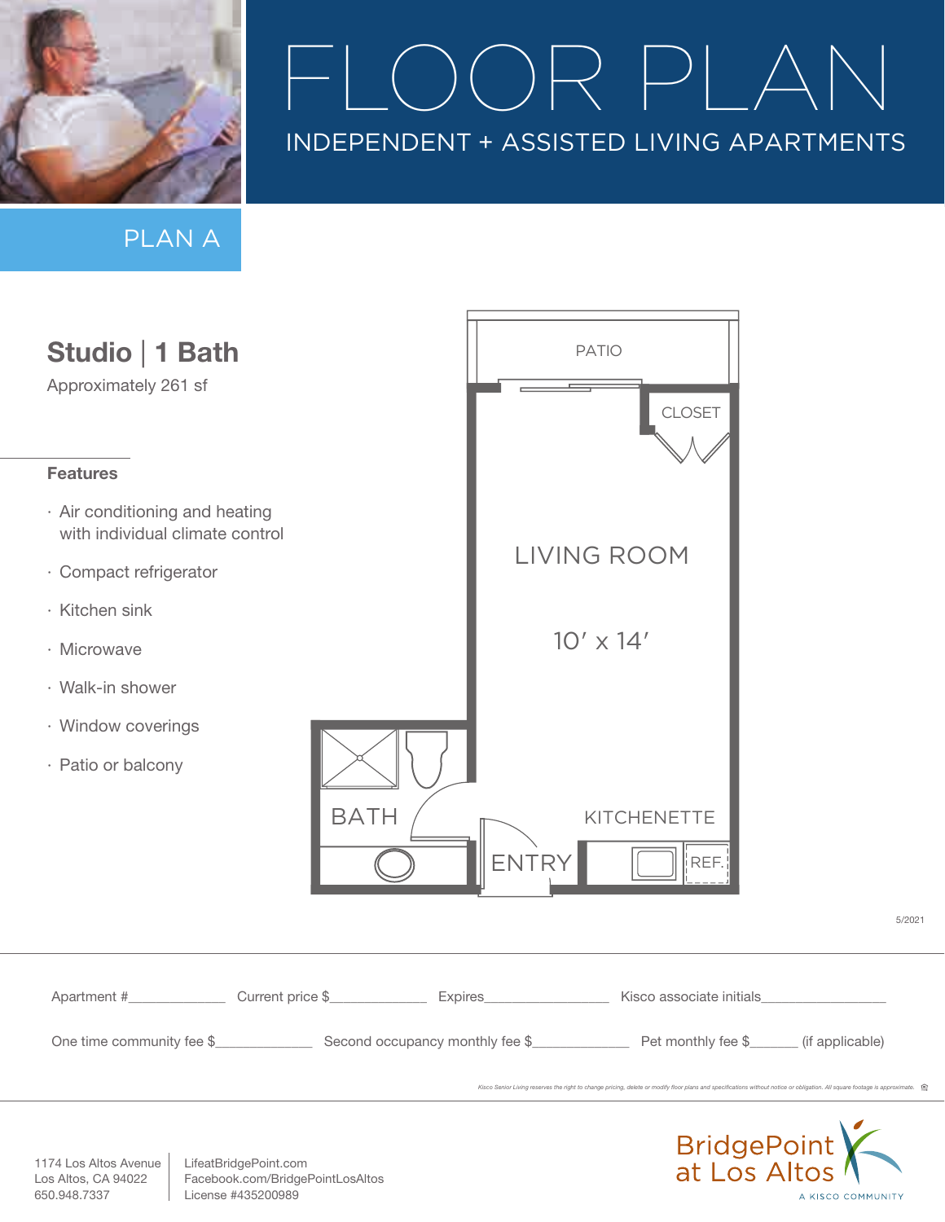# FLOOR PLAN

INDEPENDENT + ASSISTED LIVING APARTMENTS

## PLAN A

### Studio | 1 Bath

Approximately 261 sf

**Features**

- Air conditioning and heating with individual climate control
- Compact refrigerator
- Kitchen sink
- Microwave
- Walk-in shower
- Window coverings
- Patio or balcony

PATIO

CLOSET

LIVING ROOM

10′ x 14′

BATH

KITCHENETTE

ENTRY

REF.

5/2021

Apartment #\_\_\_\_\_\_\_\_\_\_\_\_\_ Current price $\_\_\_\_\_\_\_\_\_\_\_\_\_ Expires\_\_\_\_\_\_\_\_\_\_\_\_\_\_\_\_\_ Kisco associate initials\_\_\_\_\_\_\_\_\_\_\_\_\_\_\_\_\_

One time community fee $\_\_\_\_\_\_\_\_\_\_\_\_\_ Second occupancy monthly fee $\_\_\_\_\_\_\_\_\_\_\_\_\_ Pet monthly fee $\_\_\_\_\_\_\_ (if applicable)

*Kisco Senior Living reserves the right to change pricing, delete or modify floor plans and specifications without notice or obligation. All square footage is approximate.*

1174 Los Altos Avenue
Los Altos, CA 94022
650.948.7337

LifeatBridgePoint.com
Facebook.com/BridgePointLosAltos
License #435200989

BridgePoint at Los Altos
A KISCO COMMUNITY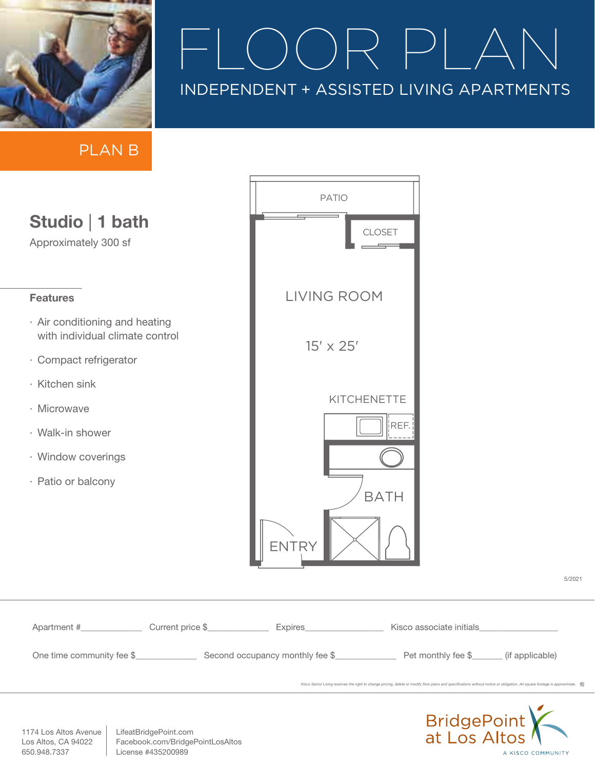# FLOOR PLAN

INDEPENDENT + ASSISTED LIVING APARTMENTS

PLAN B

## Studio | 1 bath

Approximately 300 sf

### Features

- Air conditioning and heating with individual climate control
- Compact refrigerator
- Kitchen sink
- Microwave
- Walk-in shower
- Window coverings
- Patio or balcony

PATIO

CLOSET

LIVING ROOM

15′ x 25′

KITCHENETTE

REF.

BATH

ENTRY

5/2021

Apartment #_____________ Current price $_____________ Expires_________________ Kisco associate initials_________________

One time community fee $_____________ Second occupancy monthly fee $_____________ Pet monthly fee $_______ (if applicable)

*Kisco Senior Living reserves the right to change pricing, delete or modify floor plans and specifications without notice or obligation. All square footage is approximate.*

1174 Los Altos Avenue
Los Altos, CA 94022
650.948.7337

LifeatBridgePoint.com
Facebook.com/BridgePointLosAltos
License #435200989

BridgePoint at Los Altos
A KISCO COMMUNITY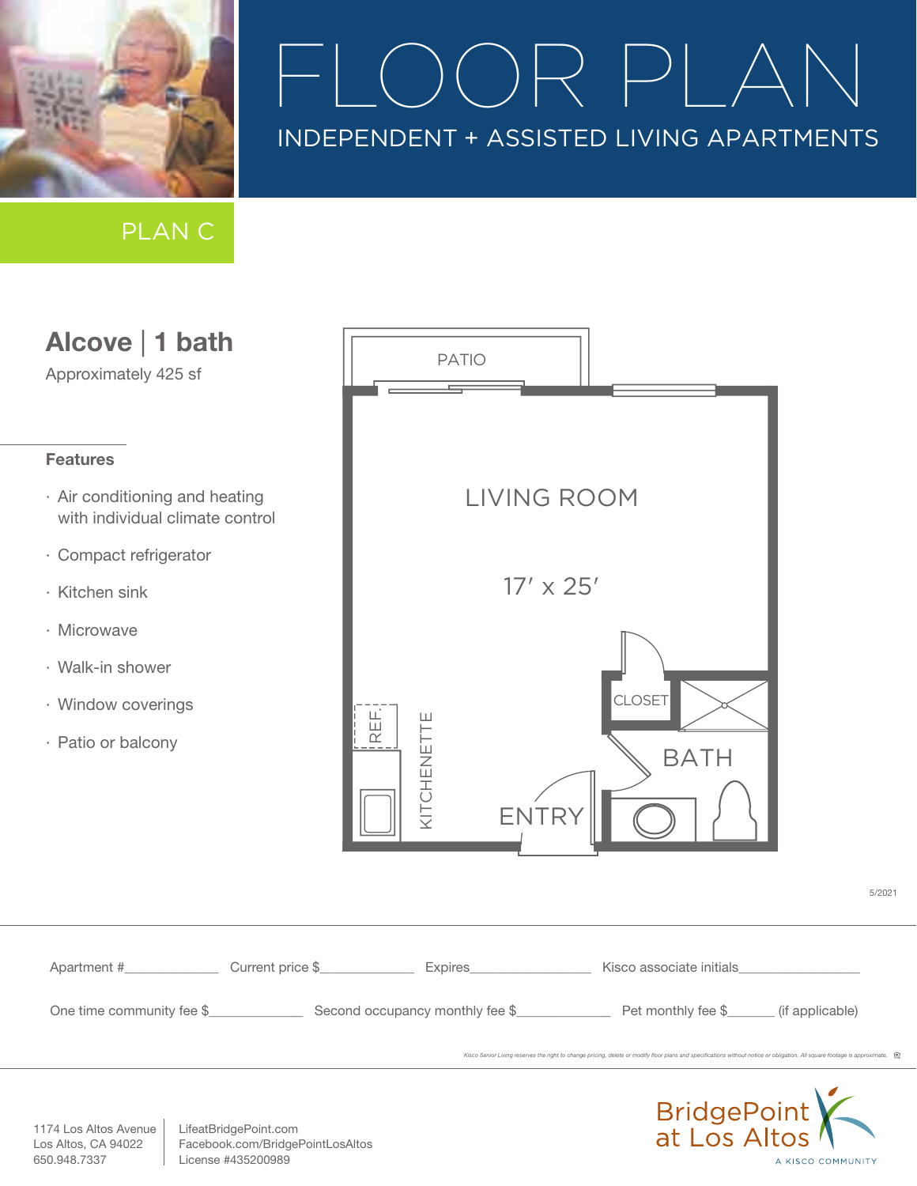# FLOOR PLAN

INDEPENDENT + ASSISTED LIVING APARTMENTS

## PLAN C

### Alcove | 1 bath

Approximately 425 sf

#### Features

- Air conditioning and heating with individual climate control
- Compact refrigerator
- Kitchen sink
- Microwave
- Walk-in shower
- Window coverings
- Patio or balcony

PATIO

LIVING ROOM

17′ x 25′

CLOSET

BATH

REF.

KITCHENETTE

ENTRY

5/2021

Apartment #____________ Current price $____________ Expires________________ Kisco associate initials________________

One time community fee $____________ Second occupancy monthly fee $____________ Pet monthly fee $______ (if applicable)

*Kisco Senior Living reserves the right to change pricing, delete or modify floor plans and specifications without notice or obligation. All square footage is approximate.*

1174 Los Altos Avenue
Los Altos, CA 94022
650.948.7337

LifeatBridgePoint.com
Facebook.com/BridgePointLosAltos
License #435200989

BridgePoint at Los Altos

A KISCO COMMUNITY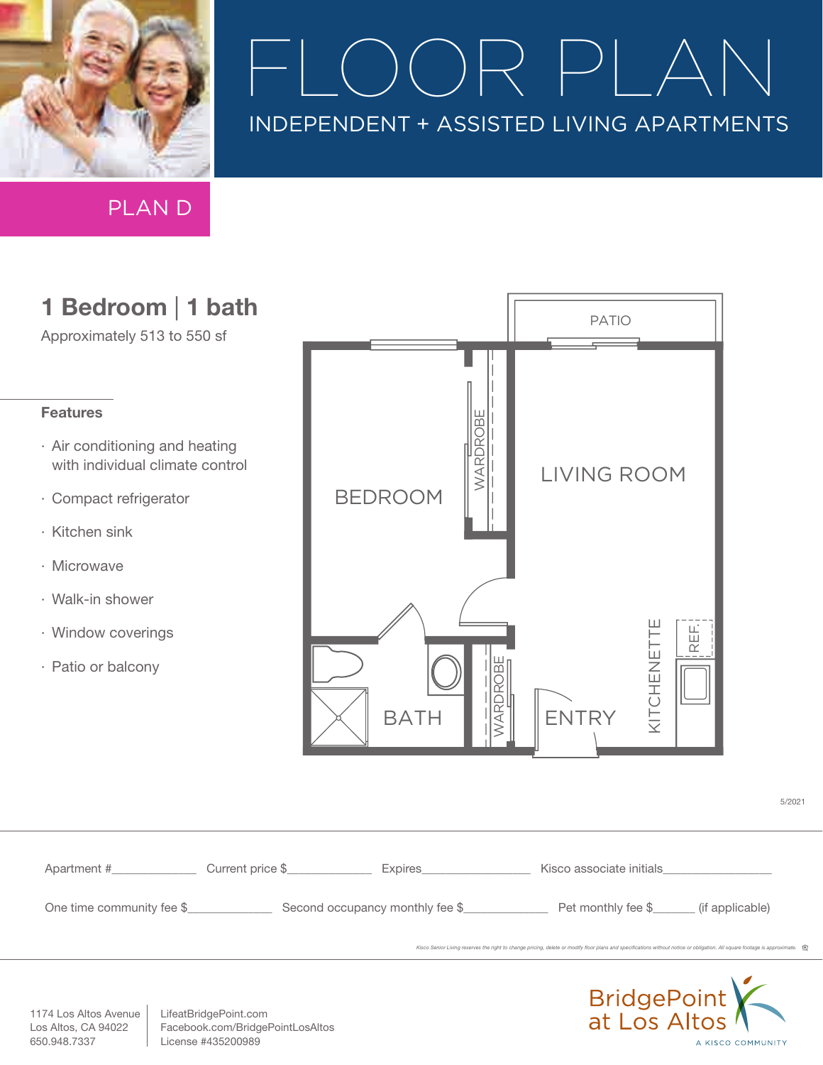# FLOOR PLAN

INDEPENDENT + ASSISTED LIVING APARTMENTS

## PLAN D

### 1 Bedroom | 1 bath

Approximately 513 to 550 sf

**Features**

- Air conditioning and heating with individual climate control
- Compact refrigerator
- Kitchen sink
- Microwave
- Walk-in shower
- Window coverings
- Patio or balcony

PATIO

BEDROOM

WARDROBE

LIVING ROOM

BATH

WARDROBE

ENTRY

KITCHENETTE

REF

5/2021

Apartment #_____________ Current price $_____________ Expires_________________ Kisco associate initials_________________

One time community fee $_____________ Second occupancy monthly fee $_____________ Pet monthly fee $_______ (if applicable)

*Kisco Senior Living reserves the right to change pricing, delete or modify floor plans and specifications without notice or obligation. All square footage is approximate.*

1174 Los Altos Avenue
Los Altos, CA 94022
650.948.7337

LifeatBridgePoint.com
Facebook.com/BridgePointLosAltos
License #435200989

BridgePoint at Los Altos

A KISCO COMMUNITY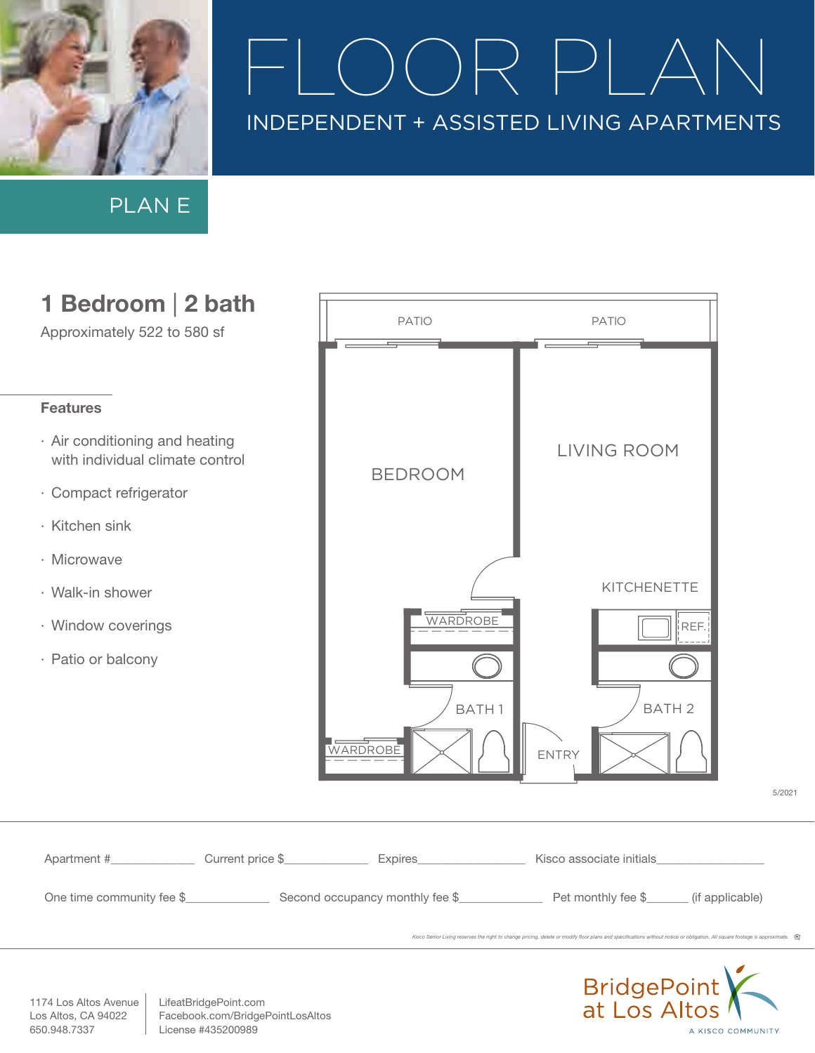# FLOOR PLAN

INDEPENDENT + ASSISTED LIVING APARTMENTS

## PLAN E

## 1 Bedroom | 2 bath

Approximately 522 to 580 sf

### Features

- Air conditioning and heating with individual climate control
- Compact refrigerator
- Kitchen sink
- Microwave
- Walk-in shower
- Window coverings
- Patio or balcony

PATIO PATIO

BEDROOM LIVING ROOM

KITCHENETTE

WARDROBE REF.

BATH 1 BATH 2

WARDROBE ENTRY

5/2021

Apartment #_____________ Current price $_____________ Expires_________________ Kisco associate initials_________________

One time community fee $_____________ Second occupancy monthly fee $_____________ Pet monthly fee $_______ (if applicable)

*Kisco Senior Living reserves the right to change pricing, delete or modify floor plans and specifications without notice or obligation. All square footage is approximate.*

1174 Los Altos Avenue
Los Altos, CA 94022
650.948.7337

LifeatBridgePoint.com
Facebook.com/BridgePointLosAltos
License #435200989

BridgePoint at Los Altos
A KISCO COMMUNITY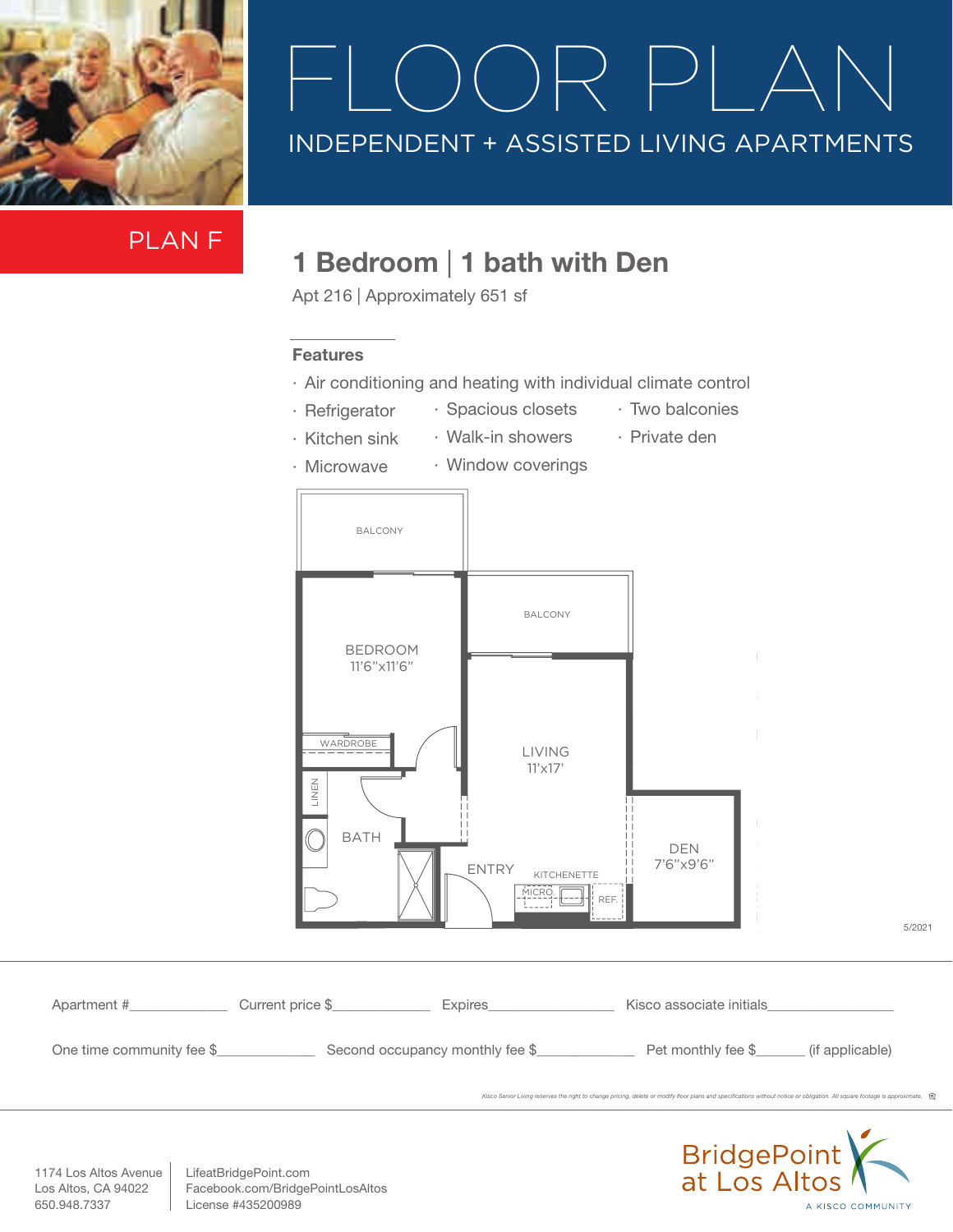# FLOOR PLAN

INDEPENDENT + ASSISTED LIVING APARTMENTS

PLAN F

## 1 Bedroom | 1 bath with Den

Apt 216 | Approximately 651 sf

### Features

- Air conditioning and heating with individual climate control
- Refrigerator
- Kitchen sink
- Microwave
- Spacious closets
- Walk-in showers
- Window coverings
- Two balconies
- Private den

BALCONY

BALCONY

BEDROOM
11'6"x11'6"

WARDROBE

LINEN

BATH

LIVING
11'x17'

ENTRY

KITCHENETTE

MICRO.

REF.

DEN
7'6"x9'6"

5/2021

Apartment #_____________ Current price $_____________ Expires_________________ Kisco associate initials_________________

One time community fee $_____________ Second occupancy monthly fee $_____________ Pet monthly fee $______ (if applicable)

*Kisco Senior Living reserves the right to change pricing, delete or modify floor plans and specifications without notice or obligation. All square footage is approximate.*

1174 Los Altos Avenue
Los Altos, CA 94022
650.948.7337

LifeatBridgePoint.com
Facebook.com/BridgePointLosAltos
License #435200989

BridgePoint at Los Altos
A KISCO COMMUNITY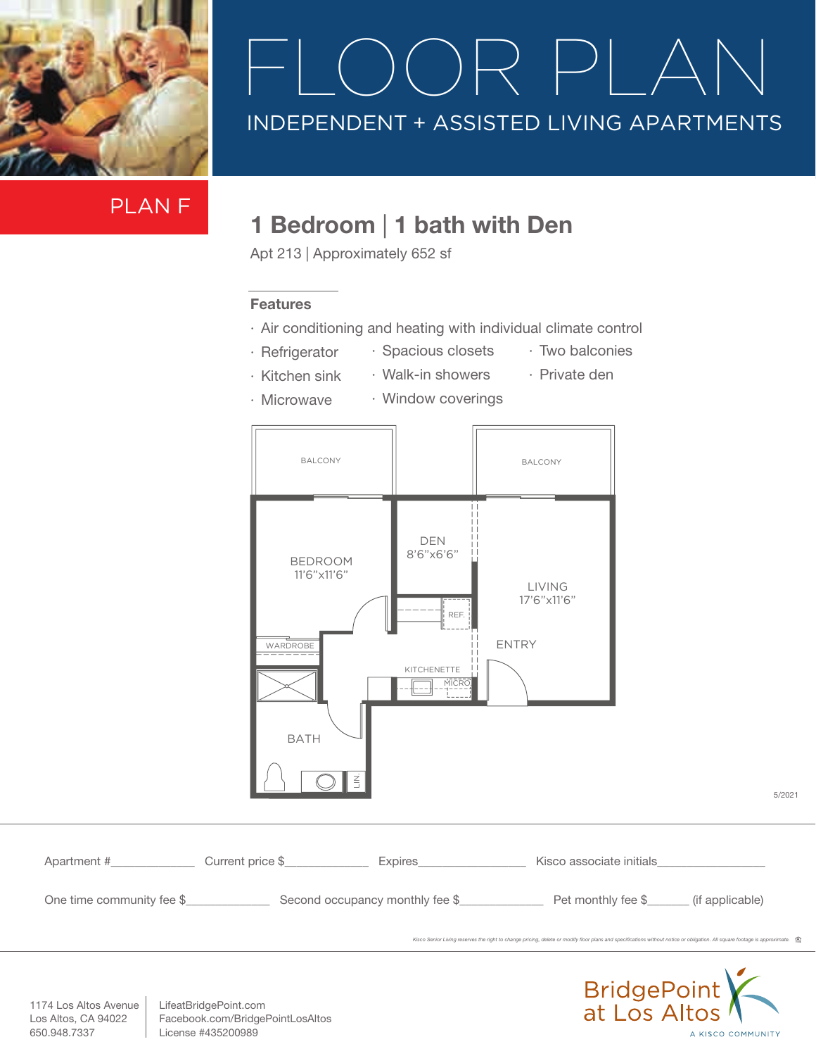# FLOOR PLAN

INDEPENDENT + ASSISTED LIVING APARTMENTS

PLAN F

## 1 Bedroom | 1 bath with Den

Apt 213 | Approximately 652 sf

### Features

- Air conditioning and heating with individual climate control
- Refrigerator
- Kitchen sink
- Microwave
- Spacious closets
- Walk-in showers
- Window coverings
- Two balconies
- Private den

BALCONY

BALCONY

DEN 8'6"x6'6"

BEDROOM 11'6"x11'6"

LIVING 17'6"x11'6"

REF.

ENTRY

WARDROBE

KITCHENETTE

MICRO.

BATH

LIN.

5/2021

Apartment #____________ Current price $____________ Expires________________ Kisco associate initials________________

One time community fee $____________ Second occupancy monthly fee $____________ Pet monthly fee $______ (if applicable)

*Kisco Senior Living reserves the right to change pricing, delete or modify floor plans and specifications without notice or obligation. All square footage is approximate.*

1174 Los Altos Avenue
Los Altos, CA 94022
650.948.7337

LifeatBridgePoint.com
Facebook.com/BridgePointLosAltos
License #435200989

BridgePoint at Los Altos
A KISCO COMMUNITY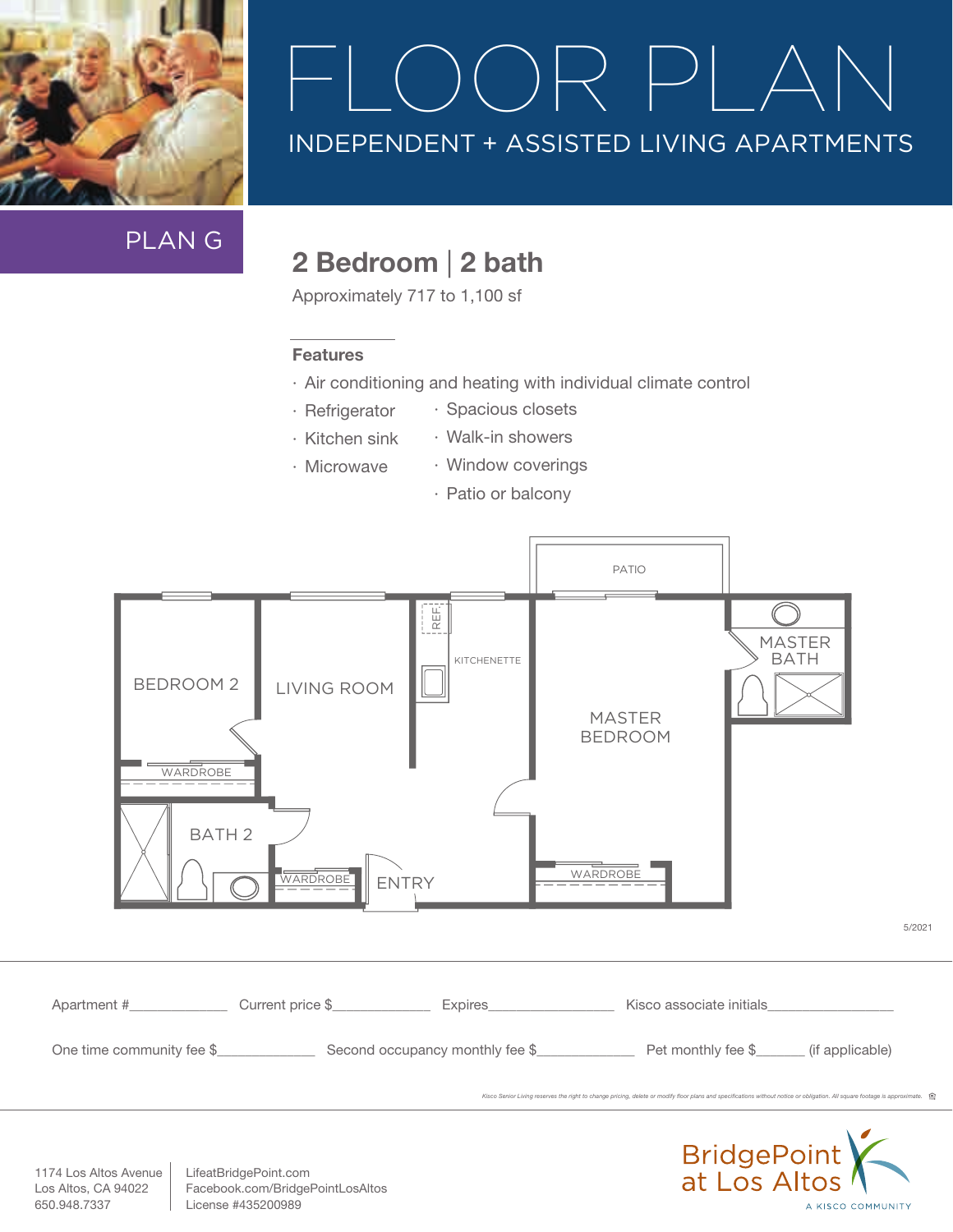# FLOOR PLAN

INDEPENDENT + ASSISTED LIVING APARTMENTS

## PLAN G

## 2 Bedroom | 2 bath

Approximately 717 to 1,100 sf

**Features**

- Air conditioning and heating with individual climate control
- Refrigerator
- Kitchen sink
- Microwave
- Spacious closets
- Walk-in showers
- Window coverings
- Patio or balcony

PATIO

BEDROOM 2

LIVING ROOM

REF.

KITCHENETTE

MASTER BEDROOM

MASTER BATH

WARDROBE

BATH 2

WARDROBE

ENTRY

WARDROBE

5/2021

Apartment #_____________ Current price $_____________ Expires_________________ Kisco associate initials_________________

One time community fee $_____________ Second occupancy monthly fee $_____________ Pet monthly fee $______ (if applicable)

*Kisco Senior Living reserves the right to change pricing, delete or modify floor plans and specifications without notice or obligation. All square footage is approximate.*

1174 Los Altos Avenue
Los Altos, CA 94022
650.948.7337

LifeatBridgePoint.com
Facebook.com/BridgePointLosAltos
License #435200989

BridgePoint at Los Altos
A KISCO COMMUNITY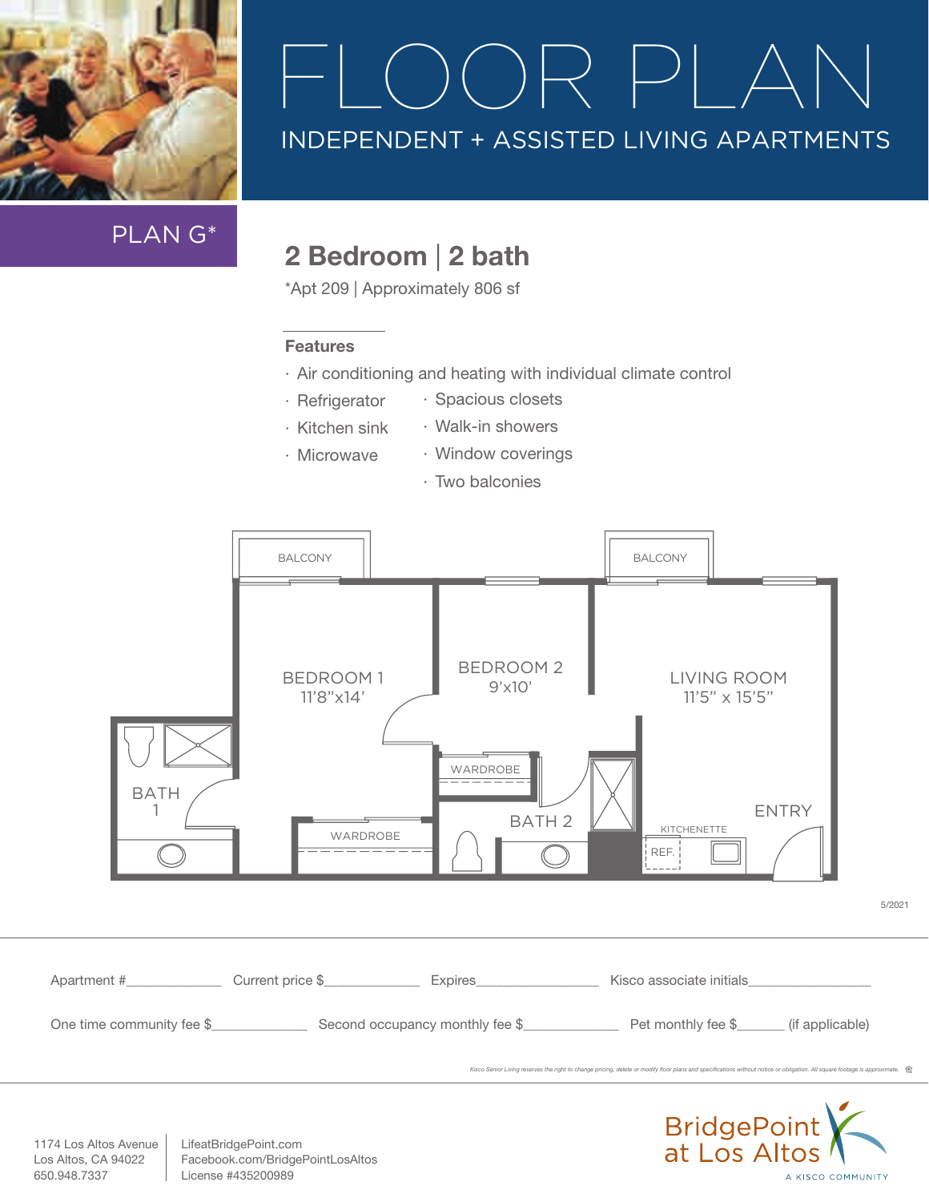# FLOOR PLAN

INDEPENDENT + ASSISTED LIVING APARTMENTS

PLAN G*

## 2 Bedroom | 2 bath

*Apt 209 | Approximately 806 sf

**Features**

- Air conditioning and heating with individual climate control
- Refrigerator
- Kitchen sink
- Microwave
- Spacious closets
- Walk-in showers
- Window coverings
- Two balconies

BALCONY

BALCONY

BEDROOM 1
11'8"x14'

BEDROOM 2
9'x10'

LIVING ROOM
11'5" x 15'5"

BATH 1

WARDROBE

WARDROBE

BATH 2

KITCHENETTE

REF.

ENTRY

5/2021

Apartment #_____________ Current price $_____________ Expires_________________ Kisco associate initials_________________

One time community fee $_____________ Second occupancy monthly fee $_____________ Pet monthly fee $______ (if applicable)

*Kisco Senior Living reserves the right to change pricing, delete or modify floor plans and specifications without notice or obligation. All square footage is approximate.*

1174 Los Altos Avenue
Los Altos, CA 94022
650.948.7337

LifeatBridgePoint.com
Facebook.com/BridgePointLosAltos
License #435200989

BridgePoint at Los Altos
A KISCO COMMUNITY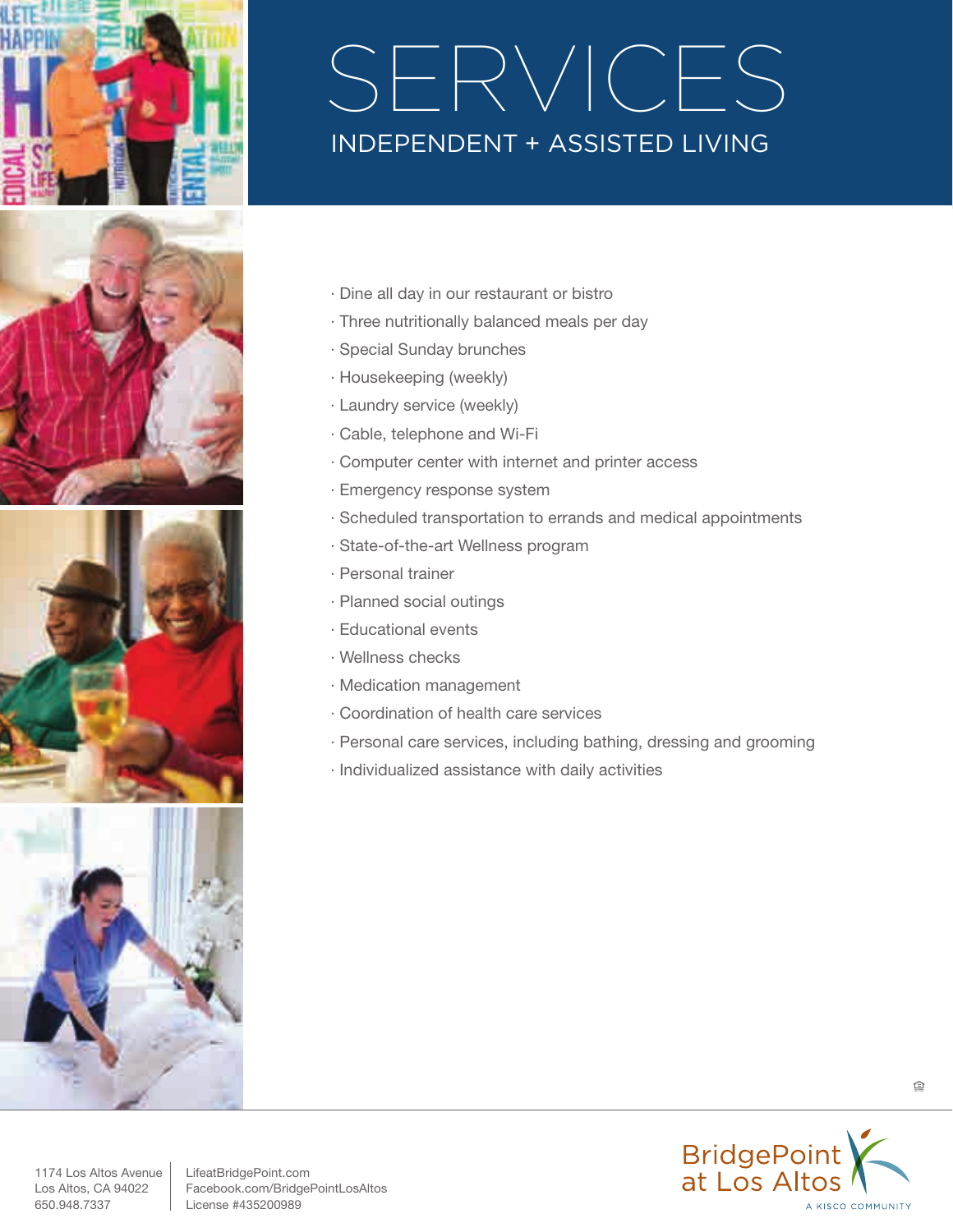# SERVICES

## INDEPENDENT + ASSISTED LIVING

- Dine all day in our restaurant or bistro
- Three nutritionally balanced meals per day
- Special Sunday brunches
- Housekeeping (weekly)
- Laundry service (weekly)
- Cable, telephone and Wi-Fi
- Computer center with internet and printer access
- Emergency response system
- Scheduled transportation to errands and medical appointments
- State-of-the-art Wellness program
- Personal trainer
- Planned social outings
- Educational events
- Wellness checks
- Medication management
- Coordination of health care services
- Personal care services, including bathing, dressing and grooming
- Individualized assistance with daily activities

1174 Los Altos Avenue
Los Altos, CA 94022
650.948.7337

LifeatBridgePoint.com
Facebook.com/BridgePointLosAltos
License #435200989

BridgePoint at Los Altos
A KISCO COMMUNITY